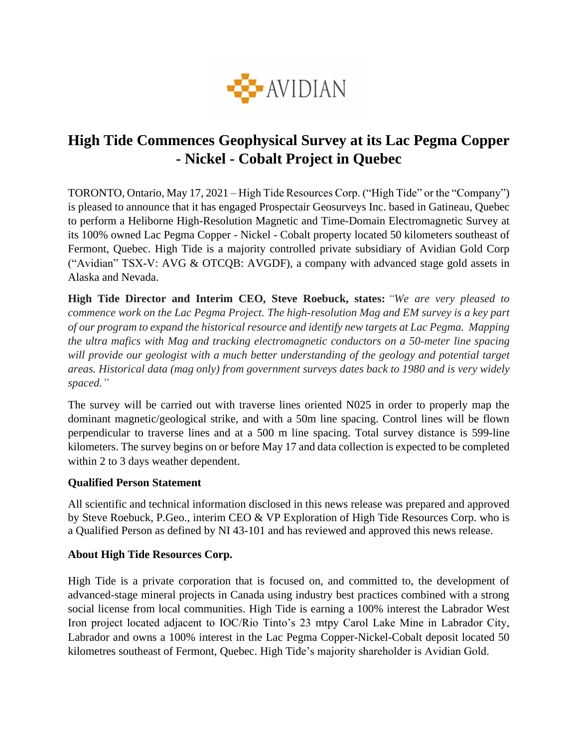AVIDIAN

# High Tide Commences Geophysical Survey at its Lac Pegma Copper - Nickel - Cobalt Project in Quebec

TORONTO, Ontario, May 17, 2021 – High Tide Resources Corp. ("High Tide" or the "Company") is pleased to announce that it has engaged Prospectair Geosurveys Inc. based in Gatineau, Quebec to perform a Heliborne High-Resolution Magnetic and Time-Domain Electromagnetic Survey at its 100% owned Lac Pegma Copper - Nickel - Cobalt property located 50 kilometers southeast of Fermont, Quebec. High Tide is a majority controlled private subsidiary of Avidian Gold Corp ("Avidian" TSX-V: AVG & OTCQB: AVGDF), a company with advanced stage gold assets in Alaska and Nevada.

**High Tide Director and Interim CEO, Steve Roebuck, states:** *"We are very pleased to commence work on the Lac Pegma Project. The high-resolution Mag and EM survey is a key part of our program to expand the historical resource and identify new targets at Lac Pegma. Mapping the ultra mafics with Mag and tracking electromagnetic conductors on a 50-meter line spacing will provide our geologist with a much better understanding of the geology and potential target areas. Historical data (mag only) from government surveys dates back to 1980 and is very widely spaced."*

The survey will be carried out with traverse lines oriented N025 in order to properly map the dominant magnetic/geological strike, and with a 50m line spacing. Control lines will be flown perpendicular to traverse lines and at a 500 m line spacing. Total survey distance is 599-line kilometers. The survey begins on or before May 17 and data collection is expected to be completed within 2 to 3 days weather dependent.

**Qualified Person Statement**

All scientific and technical information disclosed in this news release was prepared and approved by Steve Roebuck, P.Geo., interim CEO & VP Exploration of High Tide Resources Corp. who is a Qualified Person as defined by NI 43-101 and has reviewed and approved this news release.

**About High Tide Resources Corp.**

High Tide is a private corporation that is focused on, and committed to, the development of advanced-stage mineral projects in Canada using industry best practices combined with a strong social license from local communities. High Tide is earning a 100% interest the Labrador West Iron project located adjacent to IOC/Rio Tinto's 23 mtpy Carol Lake Mine in Labrador City, Labrador and owns a 100% interest in the Lac Pegma Copper-Nickel-Cobalt deposit located 50 kilometres southeast of Fermont, Quebec. High Tide's majority shareholder is Avidian Gold.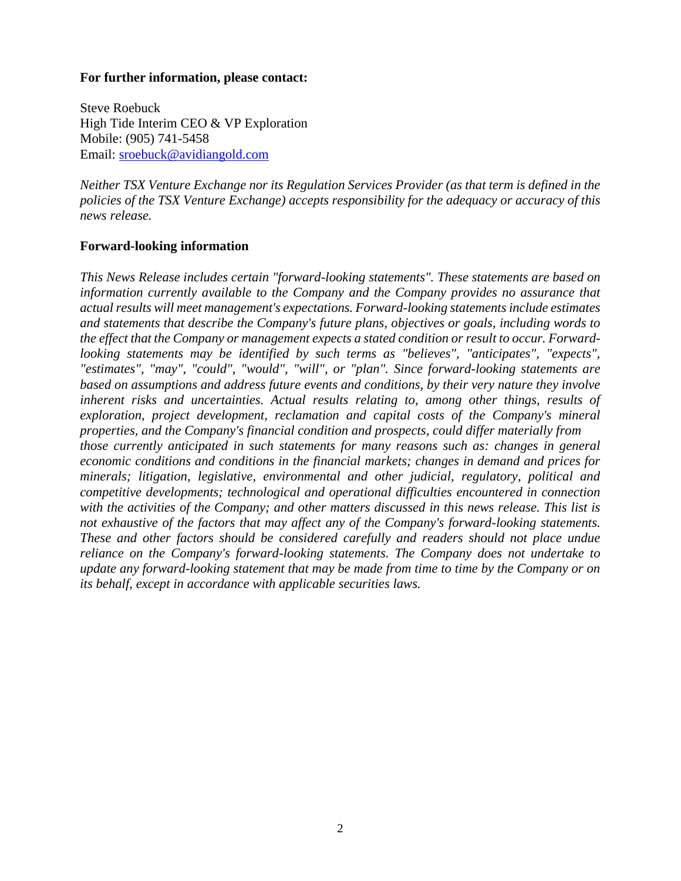**For further information, please contact:**

Steve Roebuck
High Tide Interim CEO & VP Exploration
Mobile: (905) 741-5458
Email: sroebuck@avidiangold.com

*Neither TSX Venture Exchange nor its Regulation Services Provider (as that term is defined in the policies of the TSX Venture Exchange) accepts responsibility for the adequacy or accuracy of this news release.*

**Forward-looking information**

*This News Release includes certain "forward-looking statements". These statements are based on information currently available to the Company and the Company provides no assurance that actual results will meet management's expectations. Forward-looking statements include estimates and statements that describe the Company's future plans, objectives or goals, including words to the effect that the Company or management expects a stated condition or result to occur. Forward-looking statements may be identified by such terms as "believes", "anticipates", "expects", "estimates", "may", "could", "would", "will", or "plan". Since forward-looking statements are based on assumptions and address future events and conditions, by their very nature they involve inherent risks and uncertainties. Actual results relating to, among other things, results of exploration, project development, reclamation and capital costs of the Company's mineral properties, and the Company's financial condition and prospects, could differ materially from those currently anticipated in such statements for many reasons such as: changes in general economic conditions and conditions in the financial markets; changes in demand and prices for minerals; litigation, legislative, environmental and other judicial, regulatory, political and competitive developments; technological and operational difficulties encountered in connection with the activities of the Company; and other matters discussed in this news release. This list is not exhaustive of the factors that may affect any of the Company's forward-looking statements. These and other factors should be considered carefully and readers should not place undue reliance on the Company's forward-looking statements. The Company does not undertake to update any forward-looking statement that may be made from time to time by the Company or on its behalf, except in accordance with applicable securities laws.*